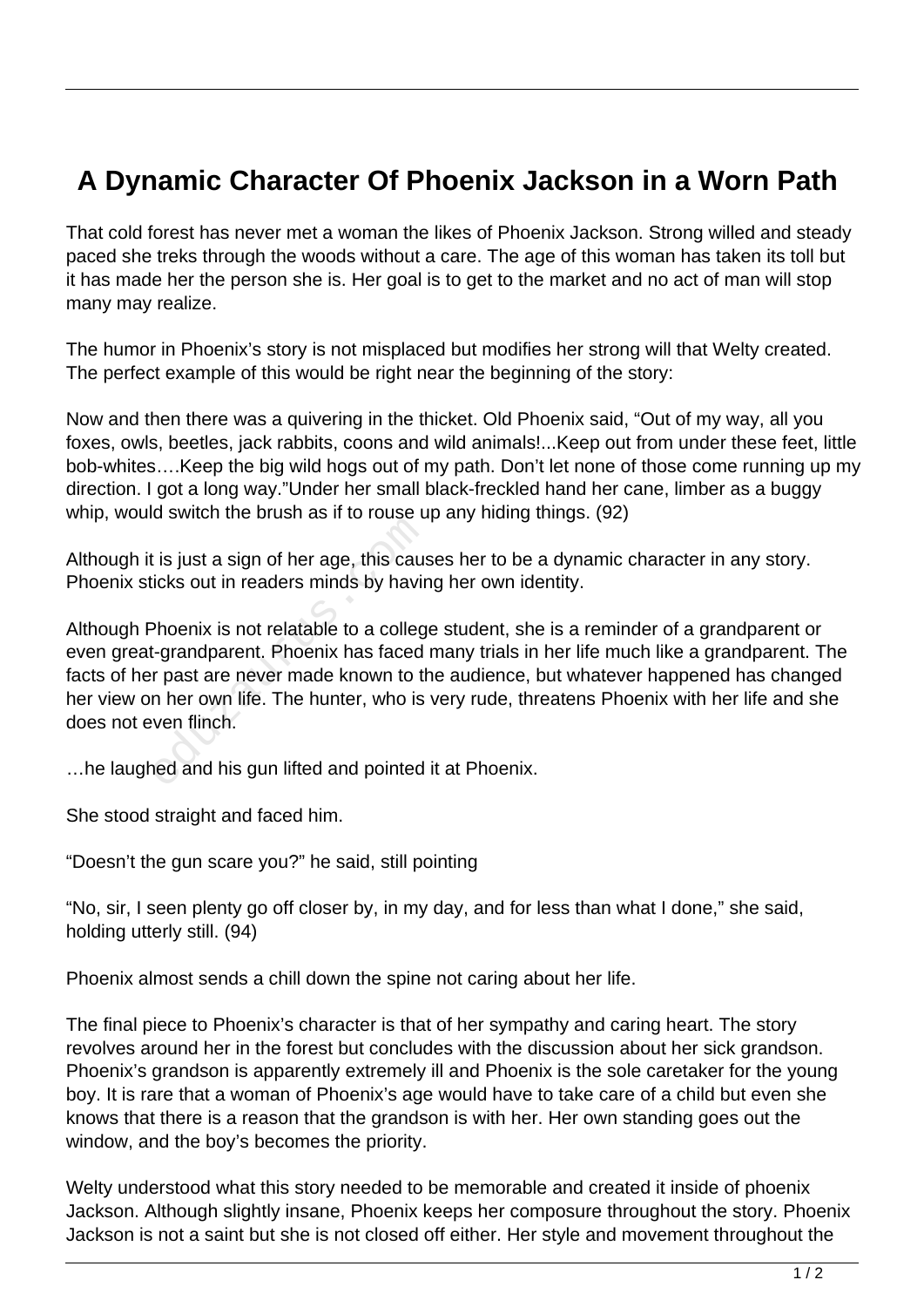# A Dynamic Character Of Phoenix Jackson in a Worn Path

That cold forest has never met a woman the likes of Phoenix Jackson. Strong willed and steady paced she treks through the woods without a care. The age of this woman has taken its toll but it has made her the person she is. Her goal is to get to the market and no act of man will stop many may realize.

The humor in Phoenix's story is not misplaced but modifies her strong will that Welty created. The perfect example of this would be right near the beginning of the story:

Now and then there was a quivering in the thicket. Old Phoenix said, "Out of my way, all you foxes, owls, beetles, jack rabbits, coons and wild animals!...Keep out from under these feet, little bob-whites….Keep the big wild hogs out of my path. Don't let none of those come running up my direction. I got a long way."Under her small black-freckled hand her cane, limber as a buggy whip, would switch the brush as if to rouse up any hiding things. (92)

Although it is just a sign of her age, this causes her to be a dynamic character in any story. Phoenix sticks out in readers minds by having her own identity.

Although Phoenix is not relatable to a college student, she is a reminder of a grandparent or even great-grandparent. Phoenix has faced many trials in her life much like a grandparent. The facts of her past are never made known to the audience, but whatever happened has changed her view on her own life. The hunter, who is very rude, threatens Phoenix with her life and she does not even flinch.

…he laughed and his gun lifted and pointed it at Phoenix.

She stood straight and faced him.

"Doesn't the gun scare you?" he said, still pointing

"No, sir, I seen plenty go off closer by, in my day, and for less than what I done," she said, holding utterly still. (94)

Phoenix almost sends a chill down the spine not caring about her life.

The final piece to Phoenix's character is that of her sympathy and caring heart. The story revolves around her in the forest but concludes with the discussion about her sick grandson. Phoenix's grandson is apparently extremely ill and Phoenix is the sole caretaker for the young boy. It is rare that a woman of Phoenix's age would have to take care of a child but even she knows that there is a reason that the grandson is with her. Her own standing goes out the window, and the boy's becomes the priority.

Welty understood what this story needed to be memorable and created it inside of phoenix Jackson. Although slightly insane, Phoenix keeps her composure throughout the story. Phoenix Jackson is not a saint but she is not closed off either. Her style and movement throughout the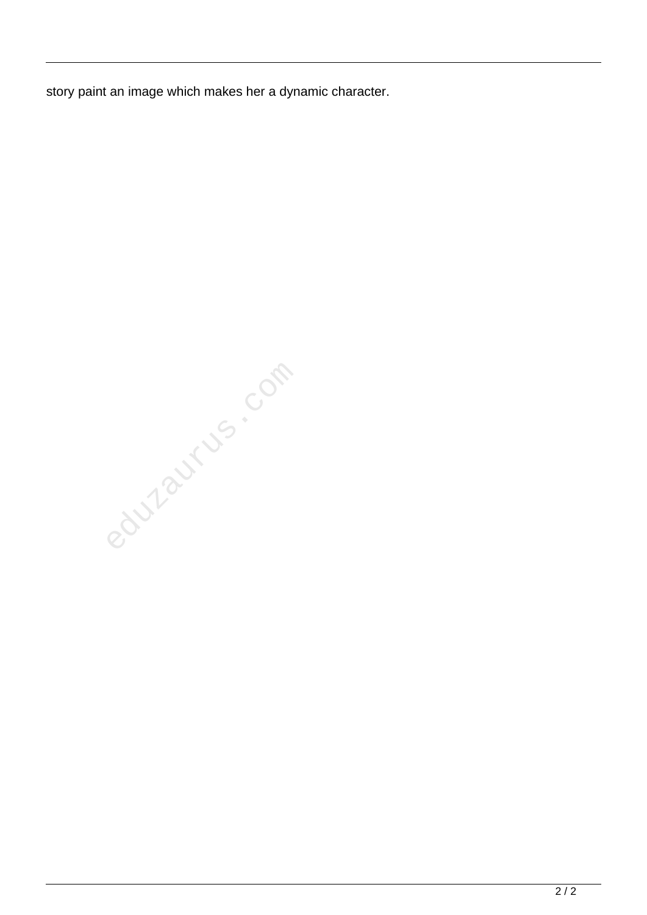story paint an image which makes her a dynamic character.